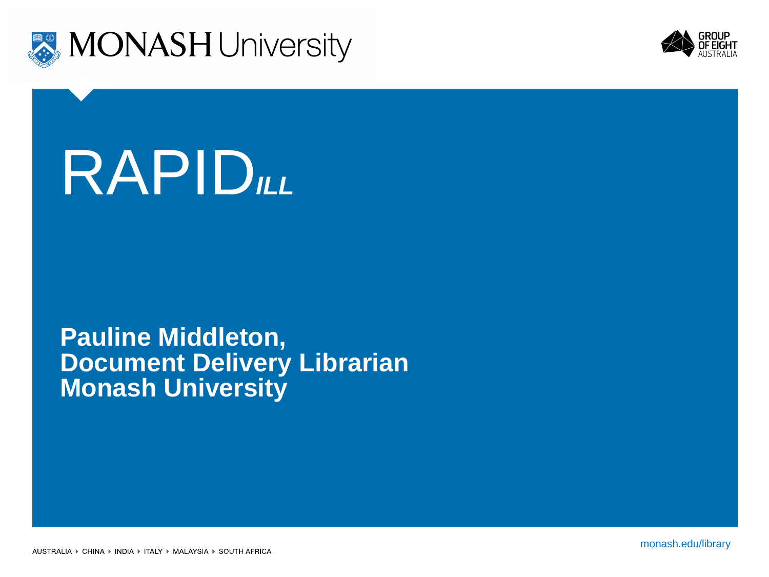# RAPID*ILL*

**Pauline Middleton,**
**Document Delivery Librarian**
**Monash University**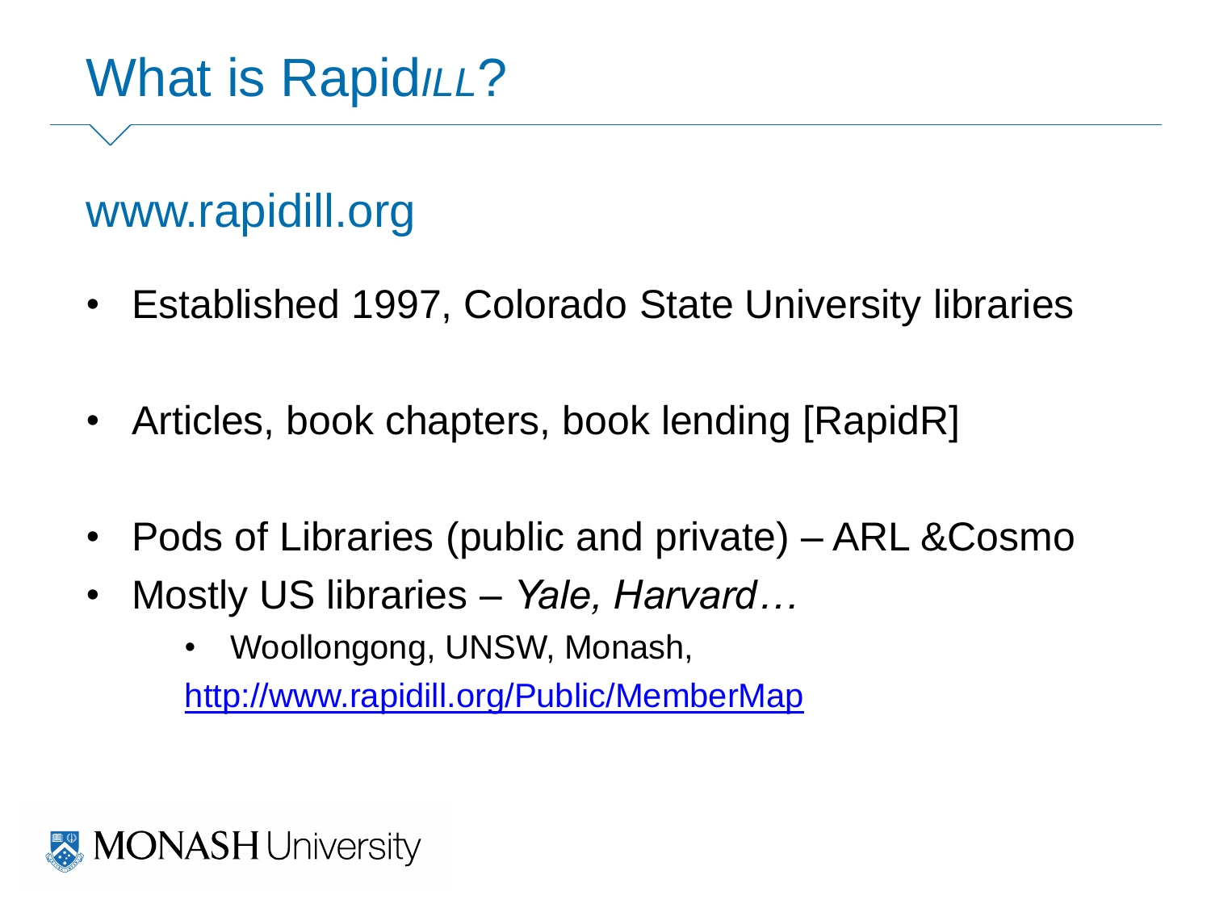# What is Rapid*ILL*?

## www.rapidill.org

- Established 1997, Colorado State University libraries
- Articles, book chapters, book lending [RapidR]
- Pods of Libraries (public and private) – ARL &Cosmo
- Mostly US libraries – *Yale, Harvard…*
  - Woollongong, UNSW, Monash,

  [http://www.rapidill.org/Public/MemberMap](http://www.rapidill.org/Public/MemberMap)

MONASH University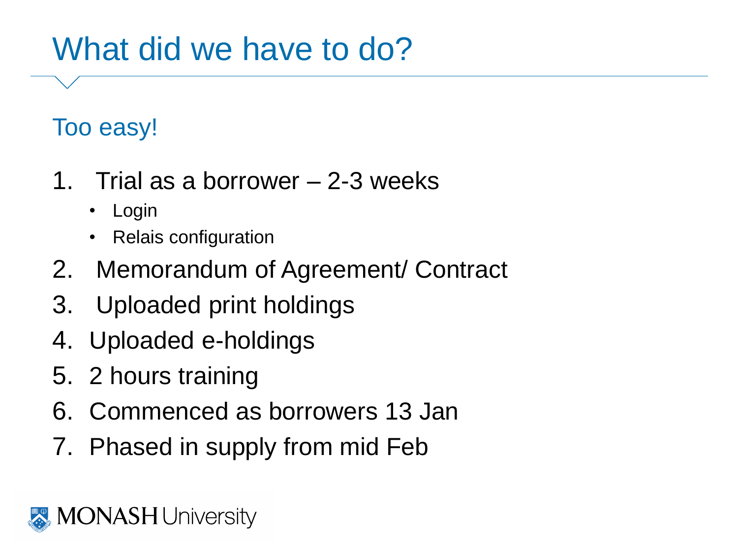# What did we have to do?

## Too easy!

1. Trial as a borrower – 2-3 weeks
   - Login
   - Relais configuration
2. Memorandum of Agreement/ Contract
3. Uploaded print holdings
4. Uploaded e-holdings
5. 2 hours training
6. Commenced as borrowers 13 Jan
7. Phased in supply from mid Feb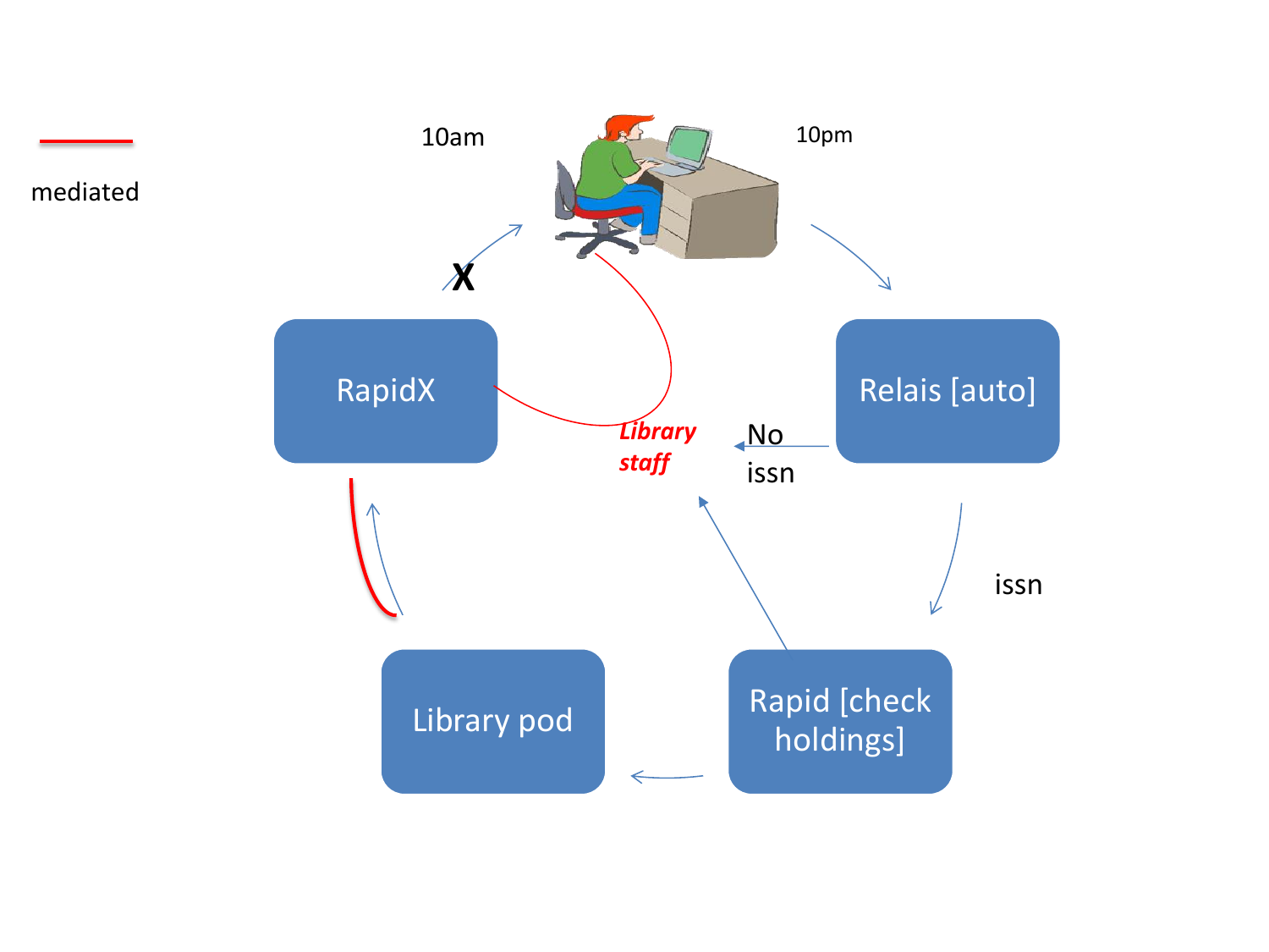mediated

10am

10pm

X

RapidX

Relais [auto]

*Library staff*

No issn

issn

Library pod

Rapid [check holdings]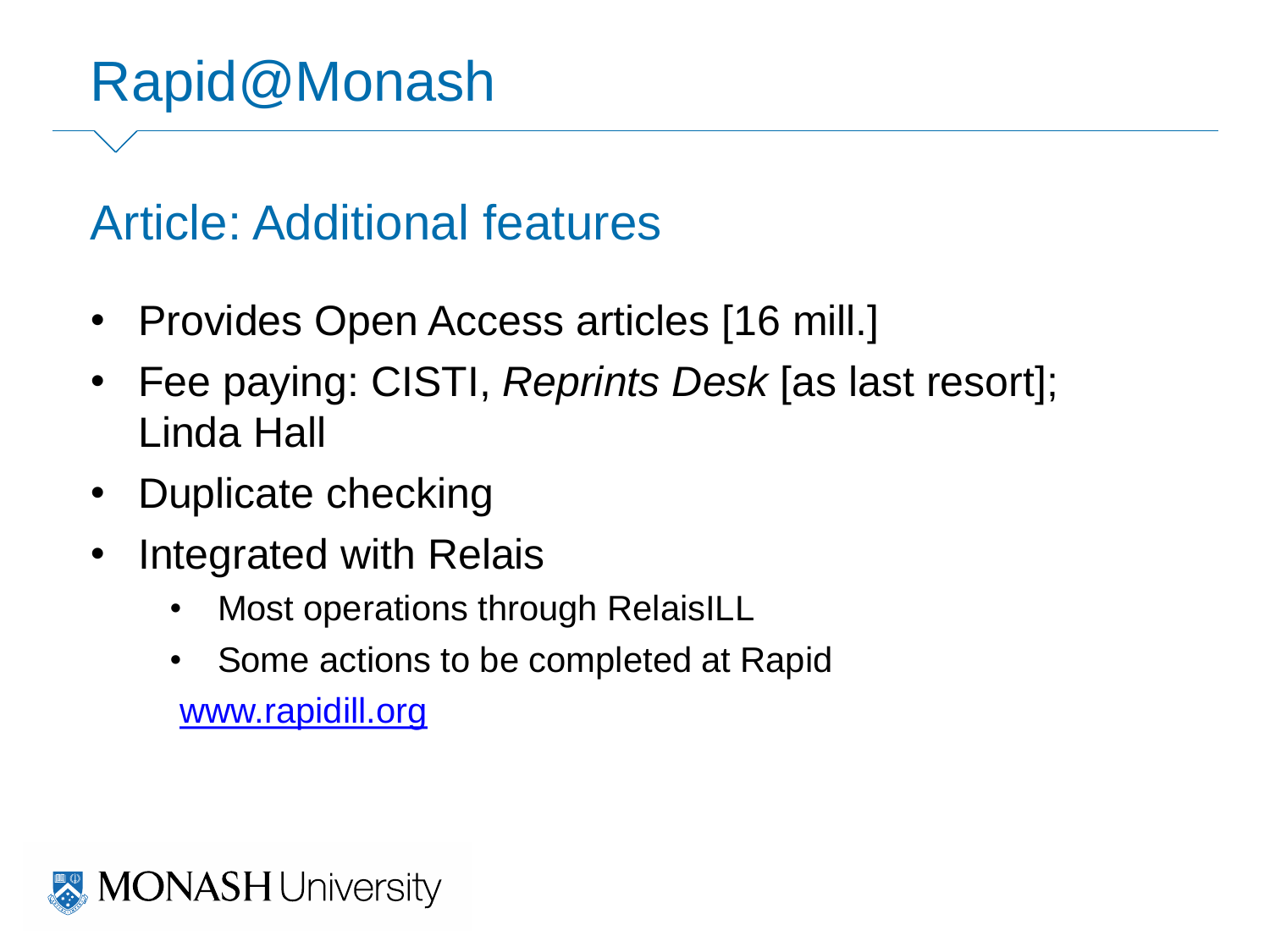# Rapid@Monash

## Article: Additional features

- Provides Open Access articles [16 mill.]
- Fee paying: CISTI, *Reprints Desk* [as last resort]; Linda Hall
- Duplicate checking
- Integrated with Relais
  - Most operations through RelaisILL
  - Some actions to be completed at Rapid

  [www.rapidill.org](http://www.rapidill.org)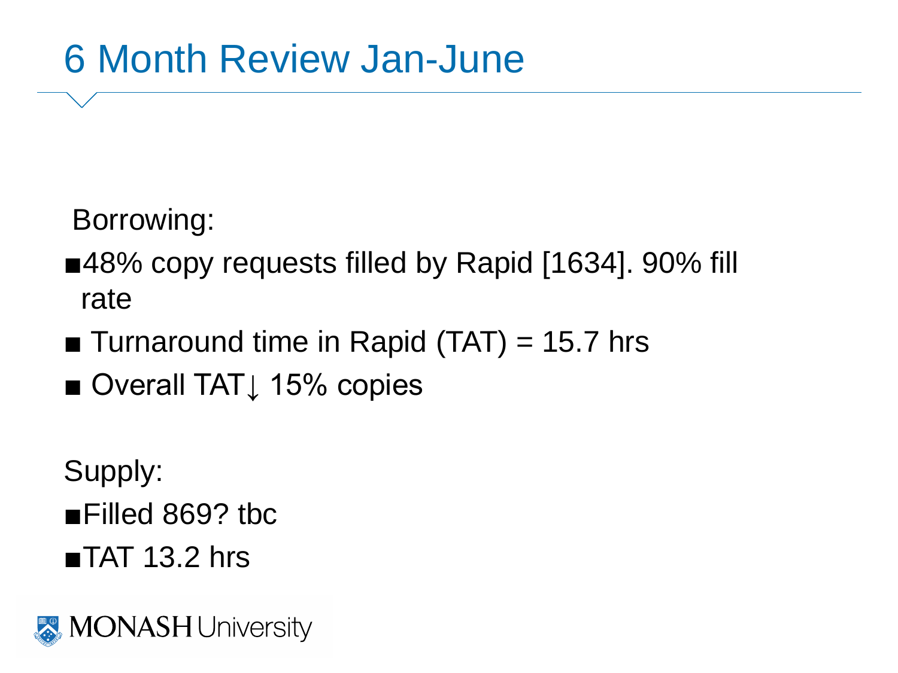# 6 Month Review Jan-June

Borrowing:

- 48% copy requests filled by Rapid [1634]. 90% fill rate
- Turnaround time in Rapid (TAT) = 15.7 hrs
- Overall TAT↓ 15% copies

Supply:

- Filled 869? tbc
- TAT 13.2 hrs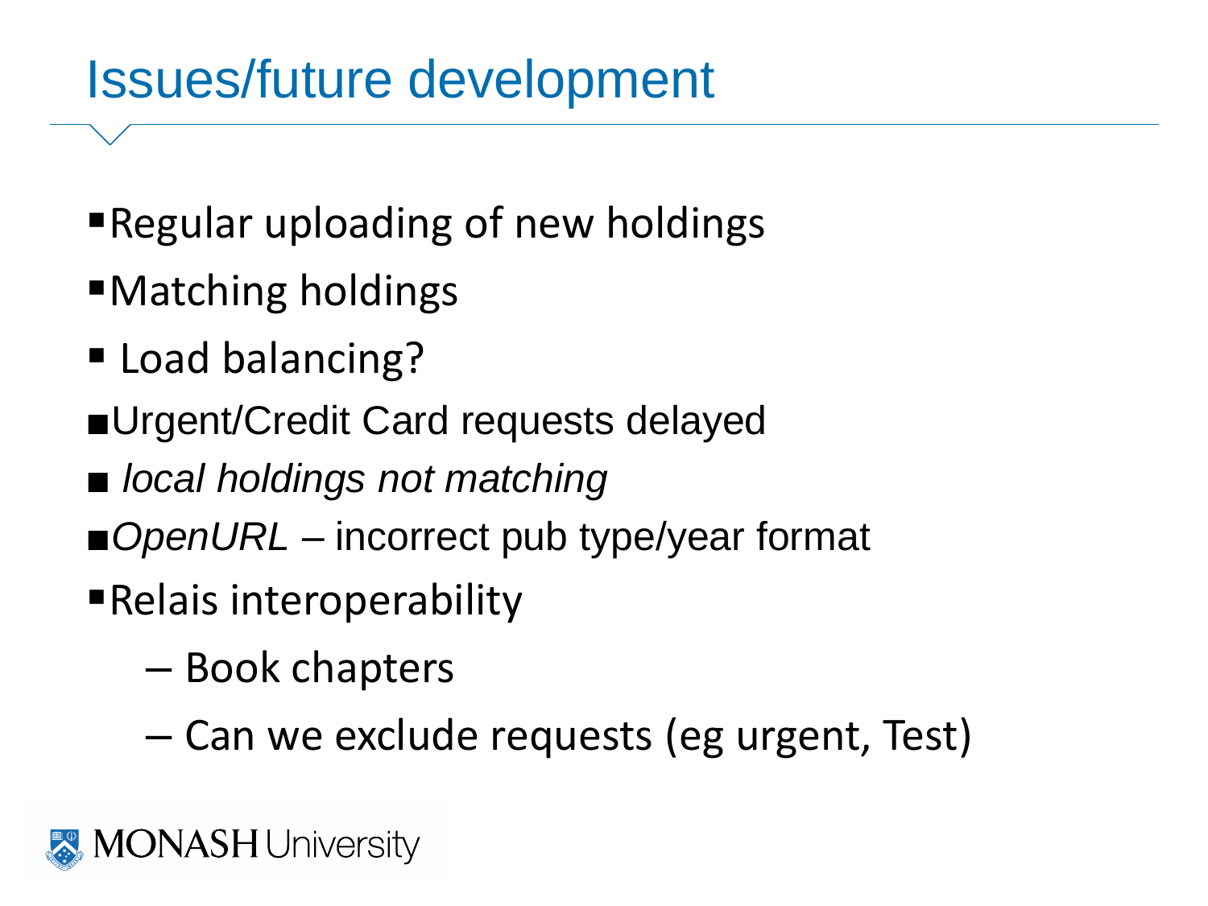# Issues/future development

- Regular uploading of new holdings
- Matching holdings
- Load balancing?
- Urgent/Credit Card requests delayed
- *local holdings not matching*
- *OpenURL* – incorrect pub type/year format
- Relais interoperability
  - Book chapters
  - Can we exclude requests (eg urgent, Test)